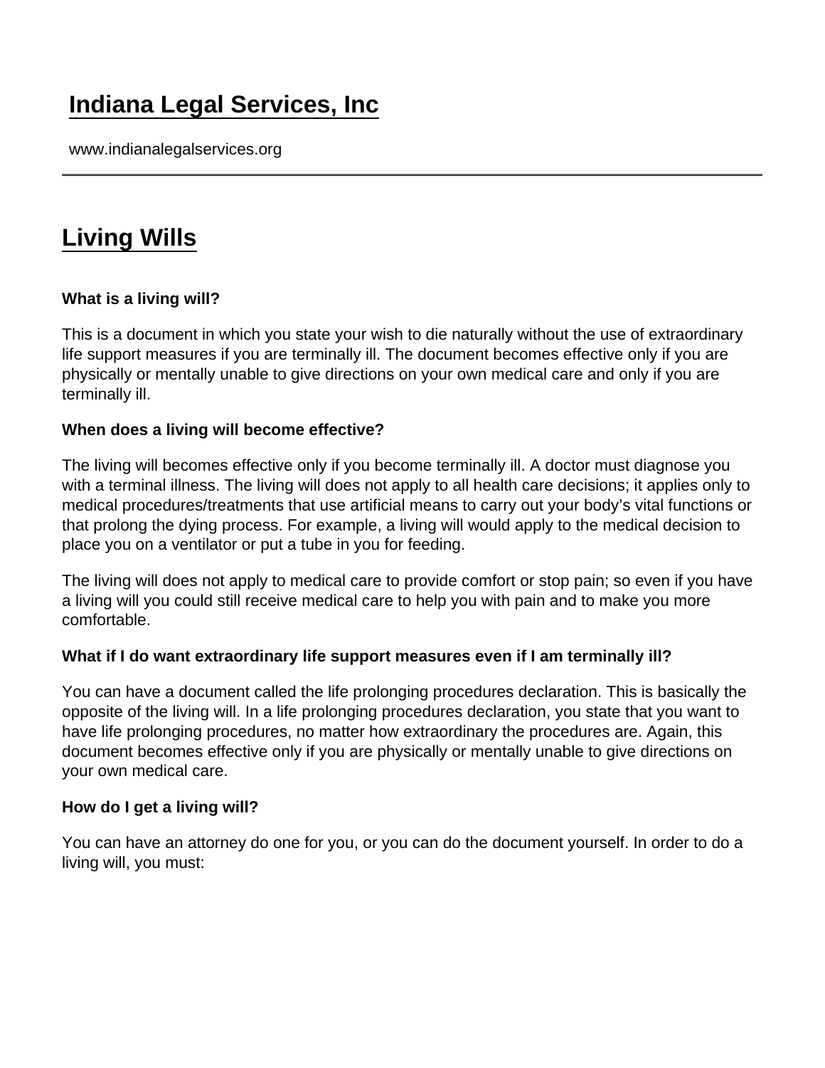# Indiana Legal Services, Inc

www.indianalegalservices.org

## Living Wills

**What is a living will?**

This is a document in which you state your wish to die naturally without the use of extraordinary life support measures if you are terminally ill. The document becomes effective only if you are physically or mentally unable to give directions on your own medical care and only if you are terminally ill.

**When does a living will become effective?**

The living will becomes effective only if you become terminally ill. A doctor must diagnose you with a terminal illness. The living will does not apply to all health care decisions; it applies only to medical procedures/treatments that use artificial means to carry out your body's vital functions or that prolong the dying process. For example, a living will would apply to the medical decision to place you on a ventilator or put a tube in you for feeding.

The living will does not apply to medical care to provide comfort or stop pain; so even if you have a living will you could still receive medical care to help you with pain and to make you more comfortable.

**What if I do want extraordinary life support measures even if I am terminally ill?**

You can have a document called the life prolonging procedures declaration. This is basically the opposite of the living will. In a life prolonging procedures declaration, you state that you want to have life prolonging procedures, no matter how extraordinary the procedures are. Again, this document becomes effective only if you are physically or mentally unable to give directions on your own medical care.

**How do I get a living will?**

You can have an attorney do one for you, or you can do the document yourself. In order to do a living will, you must: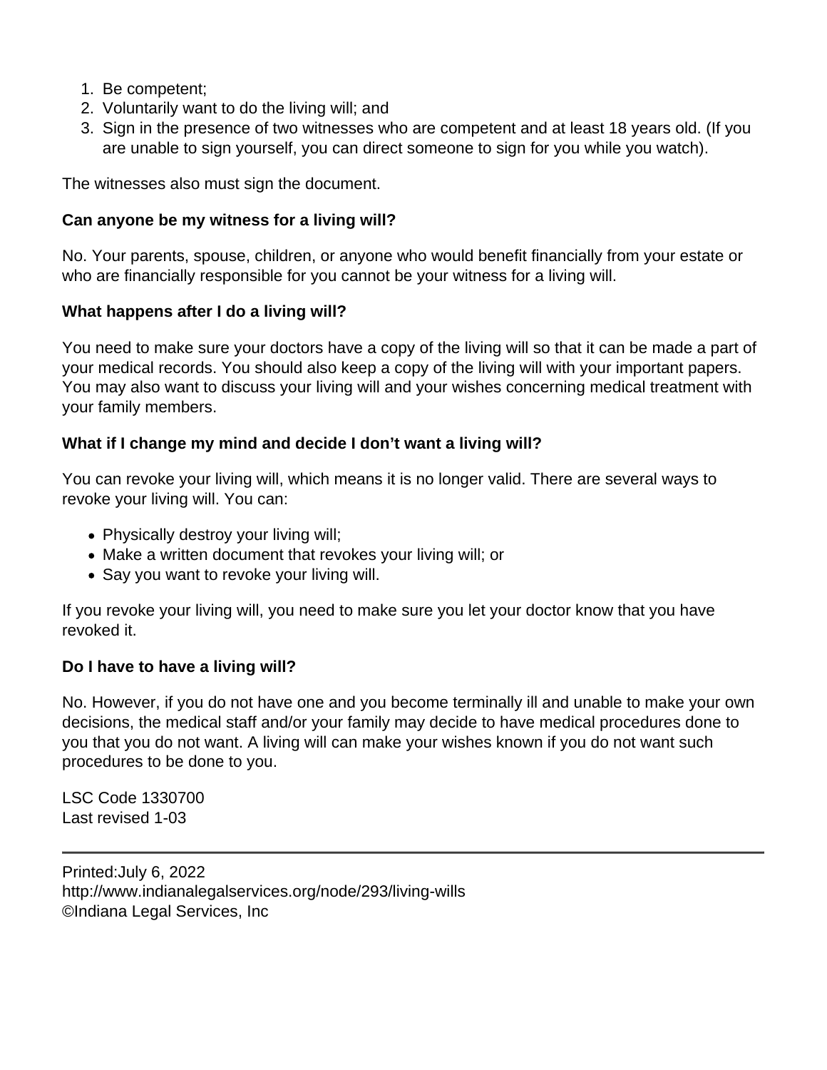1. Be competent;
2. Voluntarily want to do the living will; and
3. Sign in the presence of two witnesses who are competent and at least 18 years old. (If you are unable to sign yourself, you can direct someone to sign for you while you watch).

The witnesses also must sign the document.

**Can anyone be my witness for a living will?**

No. Your parents, spouse, children, or anyone who would benefit financially from your estate or who are financially responsible for you cannot be your witness for a living will.

**What happens after I do a living will?**

You need to make sure your doctors have a copy of the living will so that it can be made a part of your medical records. You should also keep a copy of the living will with your important papers. You may also want to discuss your living will and your wishes concerning medical treatment with your family members.

**What if I change my mind and decide I don't want a living will?**

You can revoke your living will, which means it is no longer valid. There are several ways to revoke your living will. You can:

- Physically destroy your living will;
- Make a written document that revokes your living will; or
- Say you want to revoke your living will.

If you revoke your living will, you need to make sure you let your doctor know that you have revoked it.

**Do I have to have a living will?**

No. However, if you do not have one and you become terminally ill and unable to make your own decisions, the medical staff and/or your family may decide to have medical procedures done to you that you do not want. A living will can make your wishes known if you do not want such procedures to be done to you.

LSC Code 1330700
Last revised 1-03

---

Printed:July 6, 2022
http://www.indianalegalservices.org/node/293/living-wills
©Indiana Legal Services, Inc